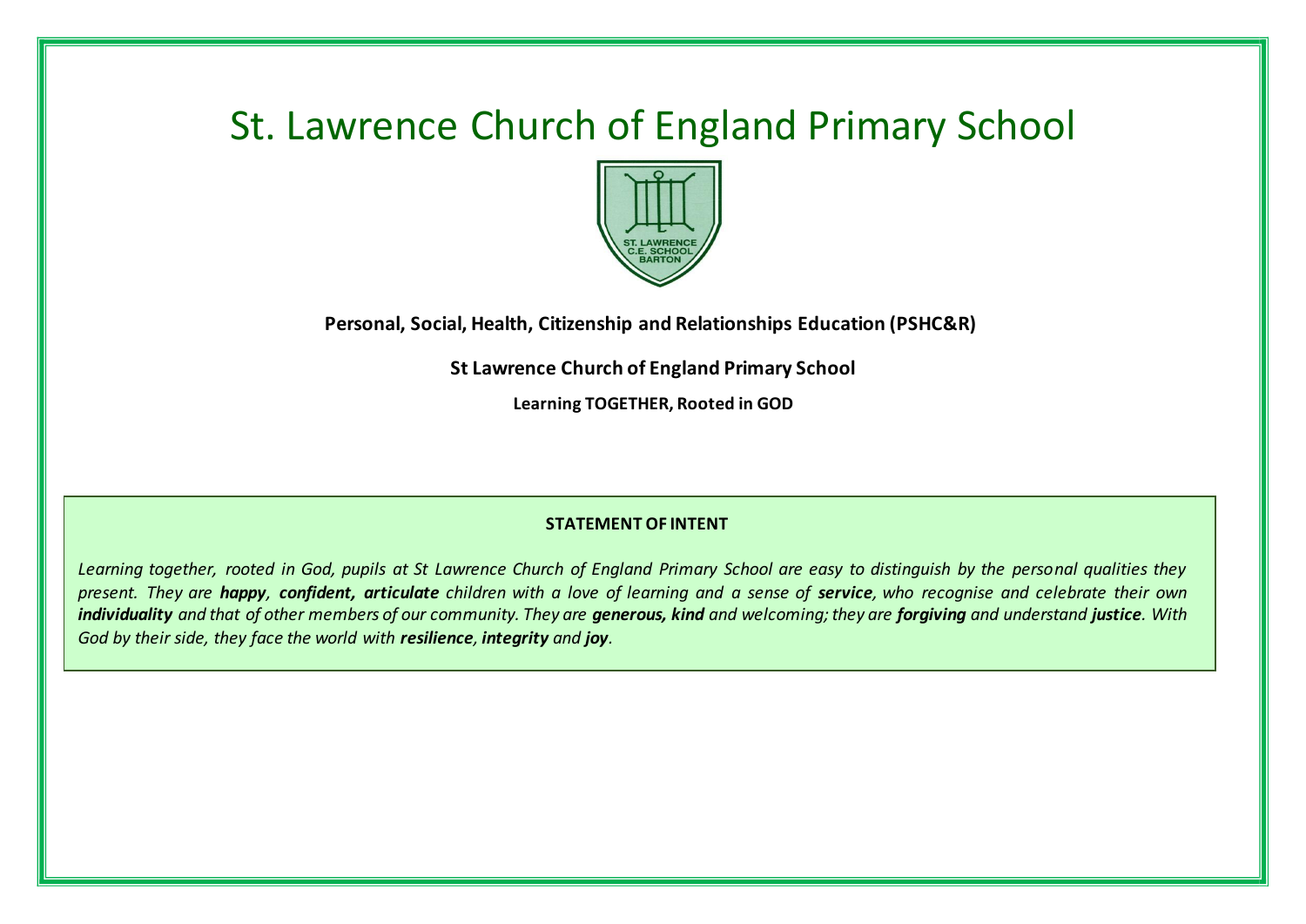# St. Lawrence Church of England Primary School

**Personal, Social, Health, Citizenship and Relationships Education (PSHC&R)**

**St Lawrence Church of England Primary School**

**Learning TOGETHER, Rooted in GOD**

**STATEMENT OF INTENT**

*Learning together, rooted in God, pupils at St Lawrence Church of England Primary School are easy to distinguish by the personal qualities they present. They are **happy**, **confident, articulate** children with a love of learning and a sense of **service**, who recognise and celebrate their own **individuality** and that of other members of our community. They are **generous, kind** and welcoming; they are **forgiving** and understand **justice**. With God by their side, they face the world with **resilience**, **integrity** and **joy**.*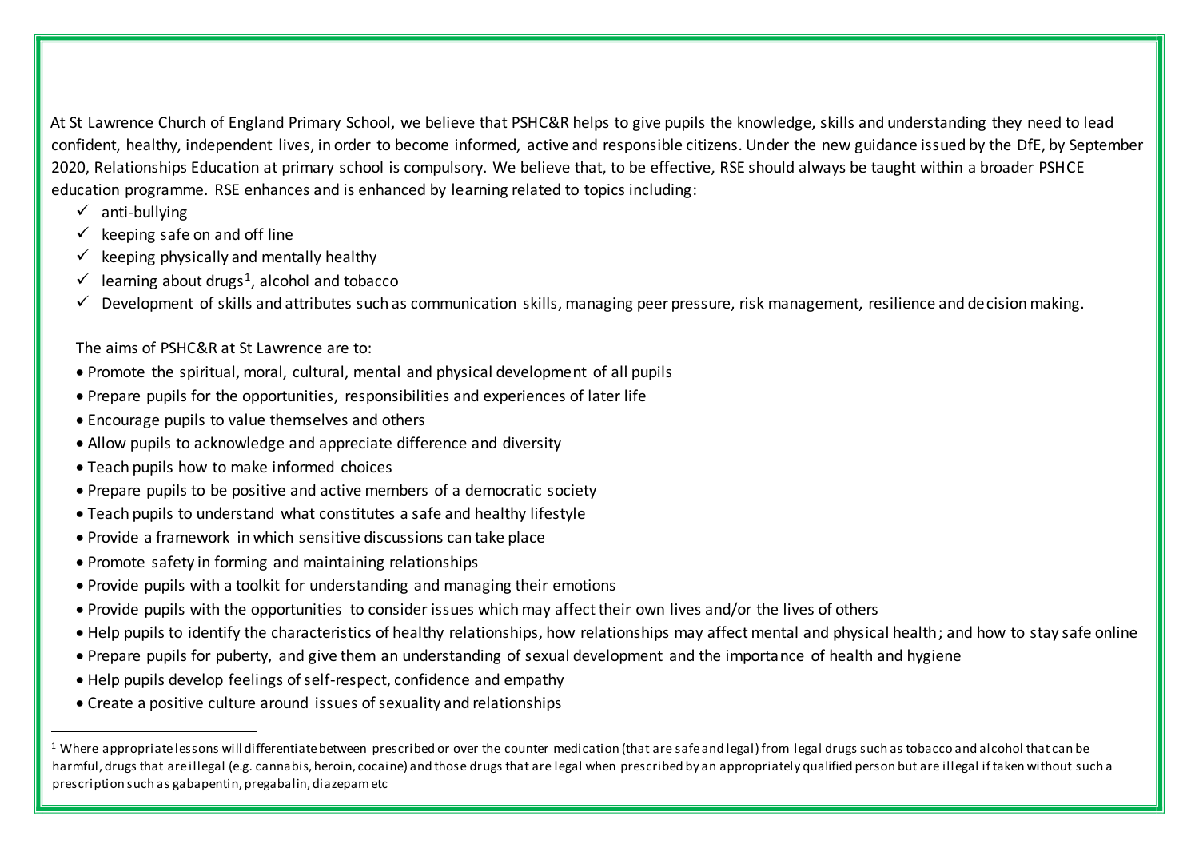At St Lawrence Church of England Primary School, we believe that PSHC&R helps to give pupils the knowledge, skills and understanding they need to lead confident, healthy, independent lives, in order to become informed, active and responsible citizens. Under the new guidance issued by the DfE, by September 2020, Relationships Education at primary school is compulsory. We believe that, to be effective, RSE should always be taught within a broader PSHCE education programme. RSE enhances and is enhanced by learning related to topics including:

- ✓ anti-bullying
- ✓ keeping safe on and off line
- ✓ keeping physically and mentally healthy
- ✓ learning about drugs[1], alcohol and tobacco
- ✓ Development of skills and attributes such as communication skills, managing peer pressure, risk management, resilience and decision making.

The aims of PSHC&R at St Lawrence are to:

- Promote the spiritual, moral, cultural, mental and physical development of all pupils
- Prepare pupils for the opportunities, responsibilities and experiences of later life
- Encourage pupils to value themselves and others
- Allow pupils to acknowledge and appreciate difference and diversity
- Teach pupils how to make informed choices
- Prepare pupils to be positive and active members of a democratic society
- Teach pupils to understand what constitutes a safe and healthy lifestyle
- Provide a framework in which sensitive discussions can take place
- Promote safety in forming and maintaining relationships
- Provide pupils with a toolkit for understanding and managing their emotions
- Provide pupils with the opportunities to consider issues which may affect their own lives and/or the lives of others
- Help pupils to identify the characteristics of healthy relationships, how relationships may affect mental and physical health; and how to stay safe online
- Prepare pupils for puberty, and give them an understanding of sexual development and the importance of health and hygiene
- Help pupils develop feelings of self-respect, confidence and empathy
- Create a positive culture around issues of sexuality and relationships

---

[1] Where appropriate lessons will differentiate between prescribed or over the counter medication (that are safe and legal) from legal drugs such as tobacco and alcohol that can be harmful, drugs that are illegal (e.g. cannabis, heroin, cocaine) and those drugs that are legal when prescribed by an appropriately qualified person but are illegal if taken without such a prescription such as gabapentin, pregabalin, diazepam etc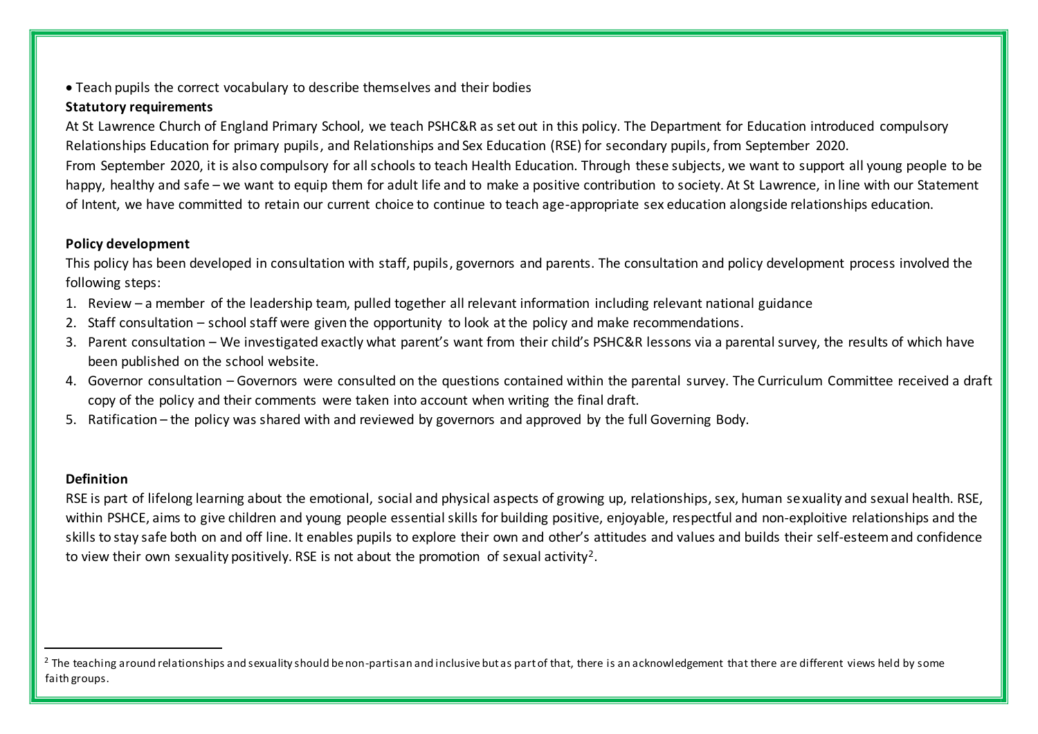- Teach pupils the correct vocabulary to describe themselves and their bodies

**Statutory requirements**

At St Lawrence Church of England Primary School, we teach PSHC&R as set out in this policy. The Department for Education introduced compulsory Relationships Education for primary pupils, and Relationships and Sex Education (RSE) for secondary pupils, from September 2020.

From September 2020, it is also compulsory for all schools to teach Health Education. Through these subjects, we want to support all young people to be happy, healthy and safe – we want to equip them for adult life and to make a positive contribution to society. At St Lawrence, in line with our Statement of Intent, we have committed to retain our current choice to continue to teach age-appropriate sex education alongside relationships education.

**Policy development**

This policy has been developed in consultation with staff, pupils, governors and parents. The consultation and policy development process involved the following steps:

1. Review – a member of the leadership team, pulled together all relevant information including relevant national guidance
2. Staff consultation – school staff were given the opportunity to look at the policy and make recommendations.
3. Parent consultation – We investigated exactly what parent's want from their child's PSHC&R lessons via a parental survey, the results of which have been published on the school website.
4. Governor consultation – Governors were consulted on the questions contained within the parental survey. The Curriculum Committee received a draft copy of the policy and their comments were taken into account when writing the final draft.
5. Ratification – the policy was shared with and reviewed by governors and approved by the full Governing Body.

**Definition**

RSE is part of lifelong learning about the emotional, social and physical aspects of growing up, relationships, sex, human sexuality and sexual health. RSE, within PSHCE, aims to give children and young people essential skills for building positive, enjoyable, respectful and non-exploitive relationships and the skills to stay safe both on and off line. It enables pupils to explore their own and other's attitudes and values and builds their self-esteem and confidence to view their own sexuality positively. RSE is not about the promotion of sexual activity[2].

---

[2] The teaching around relationships and sexuality should be non-partisan and inclusive but as part of that, there is an acknowledgement that there are different views held by some faith groups.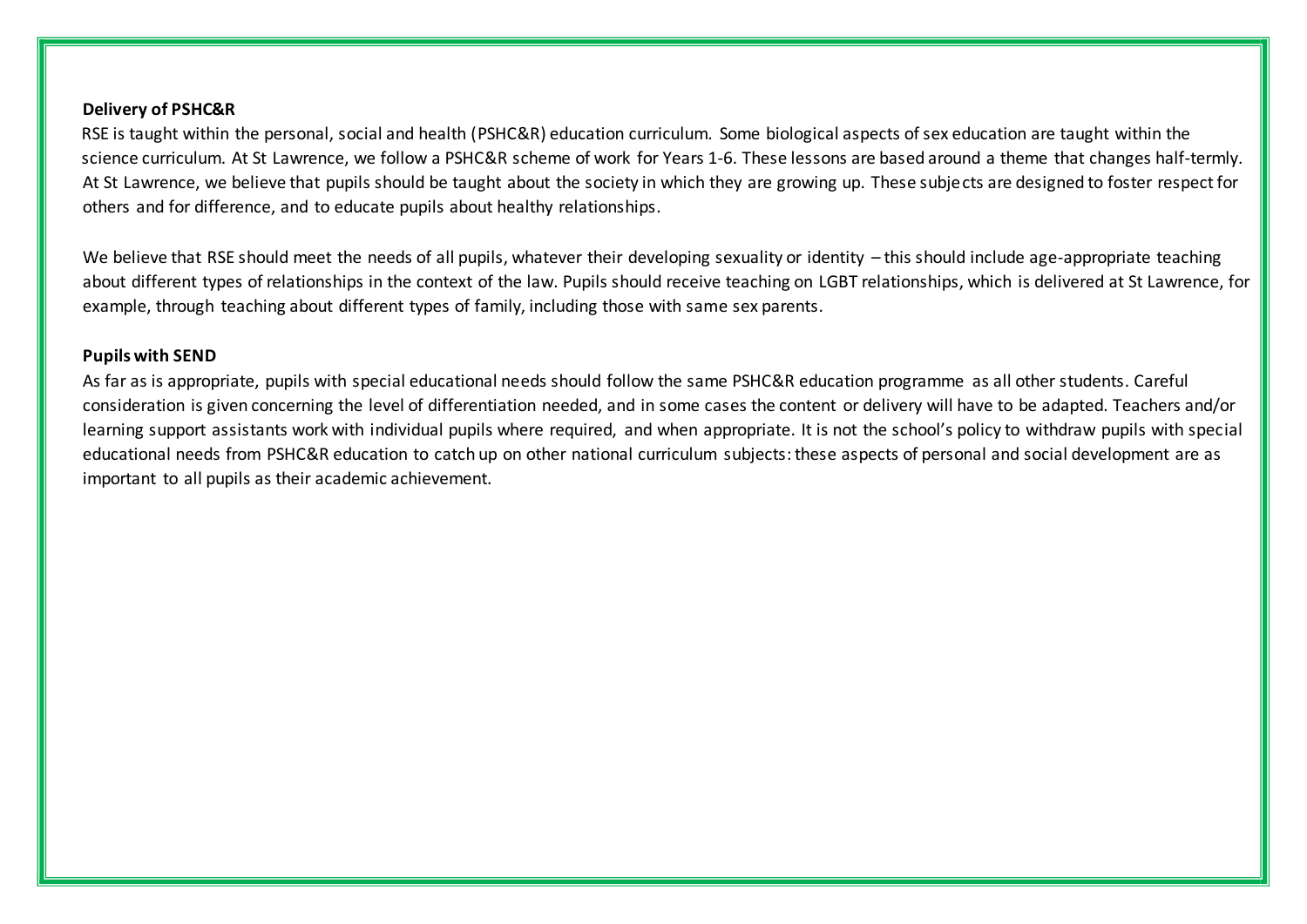**Delivery of PSHC&R**

RSE is taught within the personal, social and health (PSHC&R) education curriculum. Some biological aspects of sex education are taught within the science curriculum. At St Lawrence, we follow a PSHC&R scheme of work for Years 1-6. These lessons are based around a theme that changes half-termly. At St Lawrence, we believe that pupils should be taught about the society in which they are growing up. These subjects are designed to foster respect for others and for difference, and to educate pupils about healthy relationships.

We believe that RSE should meet the needs of all pupils, whatever their developing sexuality or identity – this should include age-appropriate teaching about different types of relationships in the context of the law. Pupils should receive teaching on LGBT relationships, which is delivered at St Lawrence, for example, through teaching about different types of family, including those with same sex parents.

**Pupils with SEND**

As far as is appropriate, pupils with special educational needs should follow the same PSHC&R education programme as all other students. Careful consideration is given concerning the level of differentiation needed, and in some cases the content or delivery will have to be adapted. Teachers and/or learning support assistants work with individual pupils where required, and when appropriate. It is not the school's policy to withdraw pupils with special educational needs from PSHC&R education to catch up on other national curriculum subjects: these aspects of personal and social development are as important to all pupils as their academic achievement.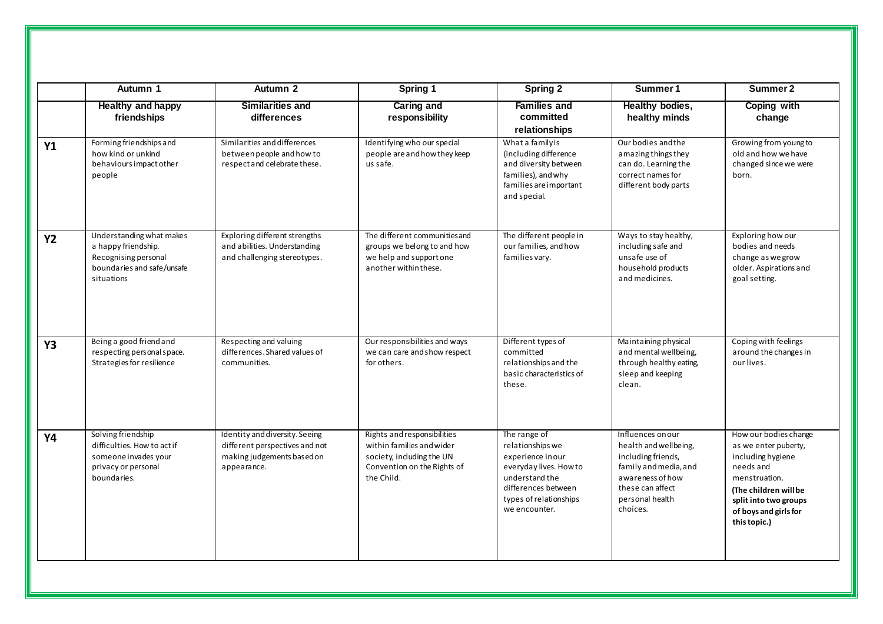| | Autumn 1 | Autumn 2 | Spring 1 | Spring 2 | Summer 1 | Summer 2 |
|---|---|---|---|---|---|---|
| | **Healthy and happy friendships** | **Similarities and differences** | **Caring and responsibility** | **Families and committed relationships** | **Healthy bodies, healthy minds** | **Coping with change** |
| **Y1** | Forming friendships and how kind or unkind behaviours impact other people | Similarities and differences between people and how to respect and celebrate these. | Identifying who our special people are and how they keep us safe. | What a family is (including difference and diversity between families), and why families are important and special. | Our bodies and the amazing things they can do. Learning the correct names for different body parts | Growing from young to old and how we have changed since we were born. |
| **Y2** | Understanding what makes a happy friendship. Recognising personal boundaries and safe/unsafe situations | Exploring different strengths and abilities. Understanding and challenging stereotypes. | The different communities and groups we belong to and how we help and support one another within these. | The different people in our families, and how families vary. | Ways to stay healthy, including safe and unsafe use of household products and medicines. | Exploring how our bodies and needs change as we grow older. Aspirations and goal setting. |
| **Y3** | Being a good friend and respecting personal space. Strategies for resilience | Respecting and valuing differences. Shared values of communities. | Our responsibilities and ways we can care and show respect for others. | Different types of committed relationships and the basic characteristics of these. | Maintaining physical and mental wellbeing, through healthy eating, sleep and keeping clean. | Coping with feelings around the changes in our lives. |
| **Y4** | Solving friendship difficulties. How to act if someone invades your privacy or personal boundaries. | Identity and diversity. Seeing different perspectives and not making judgements based on appearance. | Rights and responsibilities within families and wider society, including the UN Convention on the Rights of the Child. | The range of relationships we experience in our everyday lives. How to understand the differences between types of relationships we encounter. | Influences on our health and wellbeing, including friends, family and media, and awareness of how these can affect personal health choices. | How our bodies change as we enter puberty, including hygiene needs and menstruation. **(The children will be split into two groups of boys and girls for this topic.)** |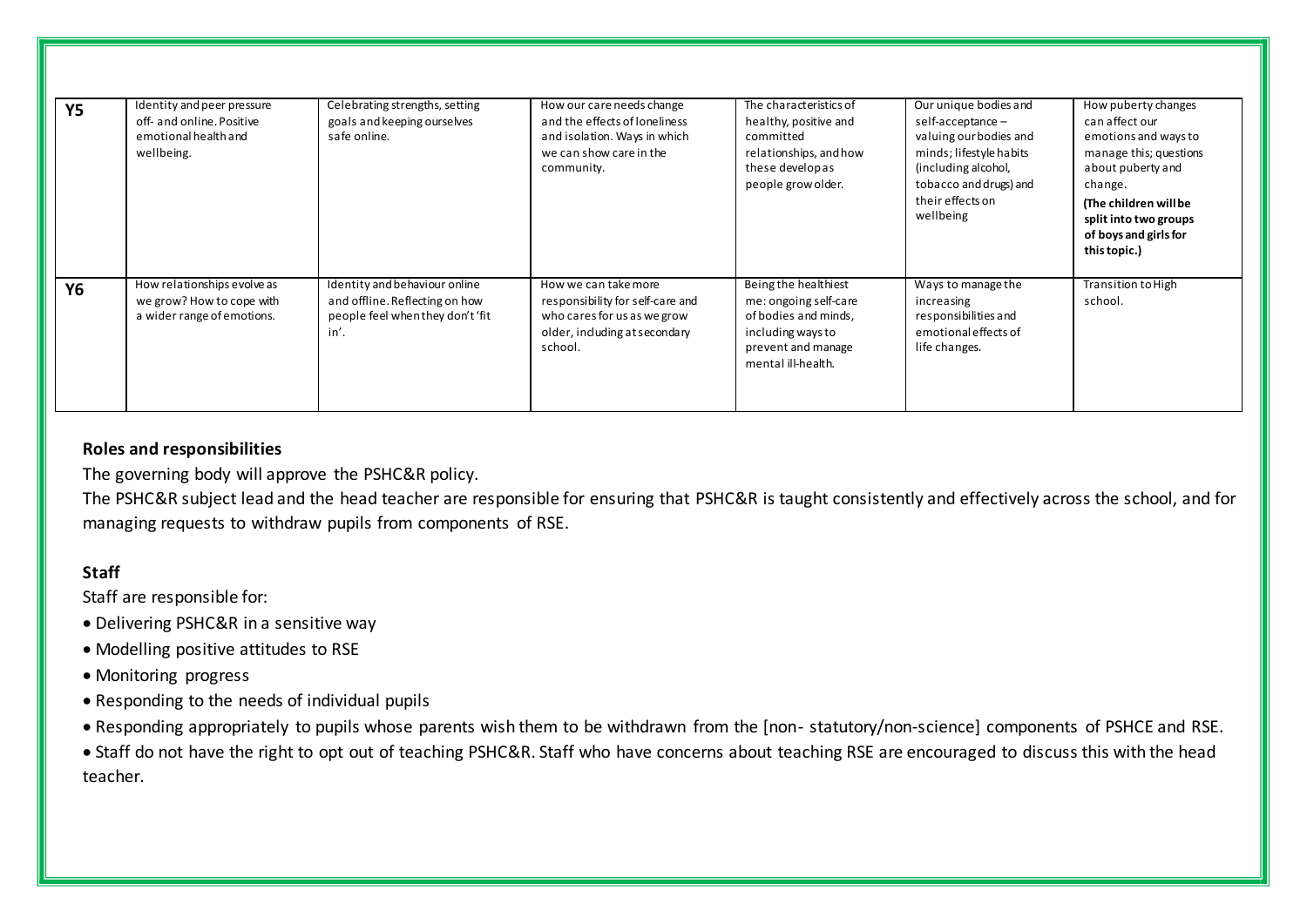| | | | | | | |
|---|---|---|---|---|---|---|
| **Y5** | Identity and peer pressure off- and online. Positive emotional health and wellbeing. | Celebrating strengths, setting goals and keeping ourselves safe online. | How our care needs change and the effects of loneliness and isolation. Ways in which we can show care in the community. | The characteristics of healthy, positive and committed relationships, and how these develop as people grow older. | Our unique bodies and self-acceptance – valuing our bodies and minds; lifestyle habits (including alcohol, tobacco and drugs) and their effects on wellbeing | How puberty changes can affect our emotions and ways to manage this; questions about puberty and change. **(The children will be split into two groups of boys and girls for this topic.)** |
| **Y6** | How relationships evolve as we grow? How to cope with a wider range of emotions. | Identity and behaviour online and offline. Reflecting on how people feel when they don't 'fit in'. | How we can take more responsibility for self-care and who cares for us as we grow older, including at secondary school. | Being the healthiest me: ongoing self-care of bodies and minds, including ways to prevent and manage mental ill-health. | Ways to manage the increasing responsibilities and emotional effects of life changes. | Transition to High school. |

**Roles and responsibilities**

The governing body will approve the PSHC&R policy.

The PSHC&R subject lead and the head teacher are responsible for ensuring that PSHC&R is taught consistently and effectively across the school, and for managing requests to withdraw pupils from components of RSE.

**Staff**

Staff are responsible for:

- Delivering PSHC&R in a sensitive way
- Modelling positive attitudes to RSE
- Monitoring progress
- Responding to the needs of individual pupils
- Responding appropriately to pupils whose parents wish them to be withdrawn from the [non- statutory/non-science] components of PSHCE and RSE.
- Staff do not have the right to opt out of teaching PSHC&R. Staff who have concerns about teaching RSE are encouraged to discuss this with the head teacher.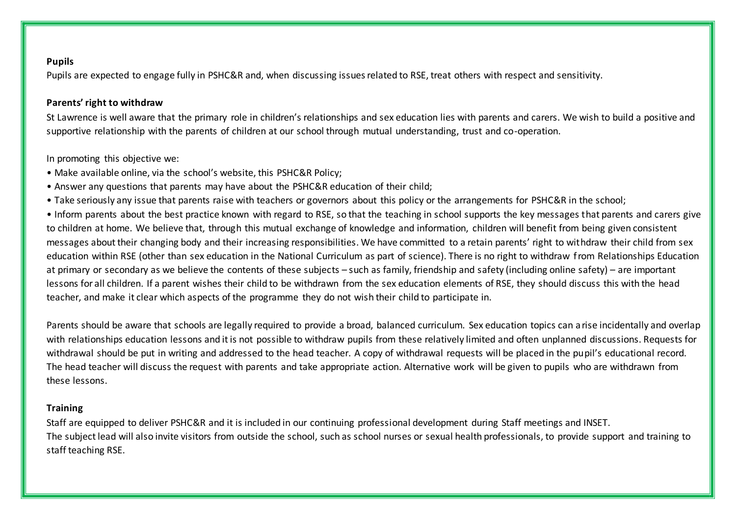**Pupils**

Pupils are expected to engage fully in PSHC&R and, when discussing issues related to RSE, treat others with respect and sensitivity.

**Parents' right to withdraw**

St Lawrence is well aware that the primary role in children's relationships and sex education lies with parents and carers. We wish to build a positive and supportive relationship with the parents of children at our school through mutual understanding, trust and co-operation.

In promoting this objective we:

- Make available online, via the school's website, this PSHC&R Policy;
- Answer any questions that parents may have about the PSHC&R education of their child;
- Take seriously any issue that parents raise with teachers or governors about this policy or the arrangements for PSHC&R in the school;
- Inform parents about the best practice known with regard to RSE, so that the teaching in school supports the key messages that parents and carers give to children at home. We believe that, through this mutual exchange of knowledge and information, children will benefit from being given consistent messages about their changing body and their increasing responsibilities. We have committed to a retain parents' right to withdraw their child from sex education within RSE (other than sex education in the National Curriculum as part of science). There is no right to withdraw from Relationships Education at primary or secondary as we believe the contents of these subjects – such as family, friendship and safety (including online safety) – are important lessons for all children. If a parent wishes their child to be withdrawn from the sex education elements of RSE, they should discuss this with the head teacher, and make it clear which aspects of the programme they do not wish their child to participate in.

Parents should be aware that schools are legally required to provide a broad, balanced curriculum. Sex education topics can arise incidentally and overlap with relationships education lessons and it is not possible to withdraw pupils from these relatively limited and often unplanned discussions. Requests for withdrawal should be put in writing and addressed to the head teacher. A copy of withdrawal requests will be placed in the pupil's educational record. The head teacher will discuss the request with parents and take appropriate action. Alternative work will be given to pupils who are withdrawn from these lessons.

**Training**

Staff are equipped to deliver PSHC&R and it is included in our continuing professional development during Staff meetings and INSET.
The subject lead will also invite visitors from outside the school, such as school nurses or sexual health professionals, to provide support and training to staff teaching RSE.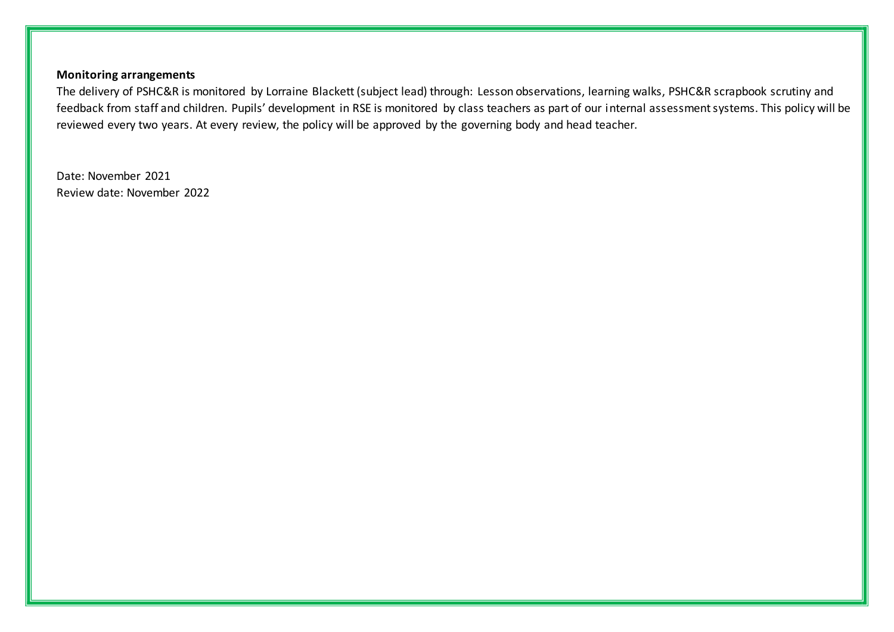**Monitoring arrangements**

The delivery of PSHC&R is monitored by Lorraine Blackett (subject lead) through: Lesson observations, learning walks, PSHC&R scrapbook scrutiny and feedback from staff and children. Pupils' development in RSE is monitored by class teachers as part of our internal assessment systems. This policy will be reviewed every two years. At every review, the policy will be approved by the governing body and head teacher.

Date: November 2021
Review date: November 2022